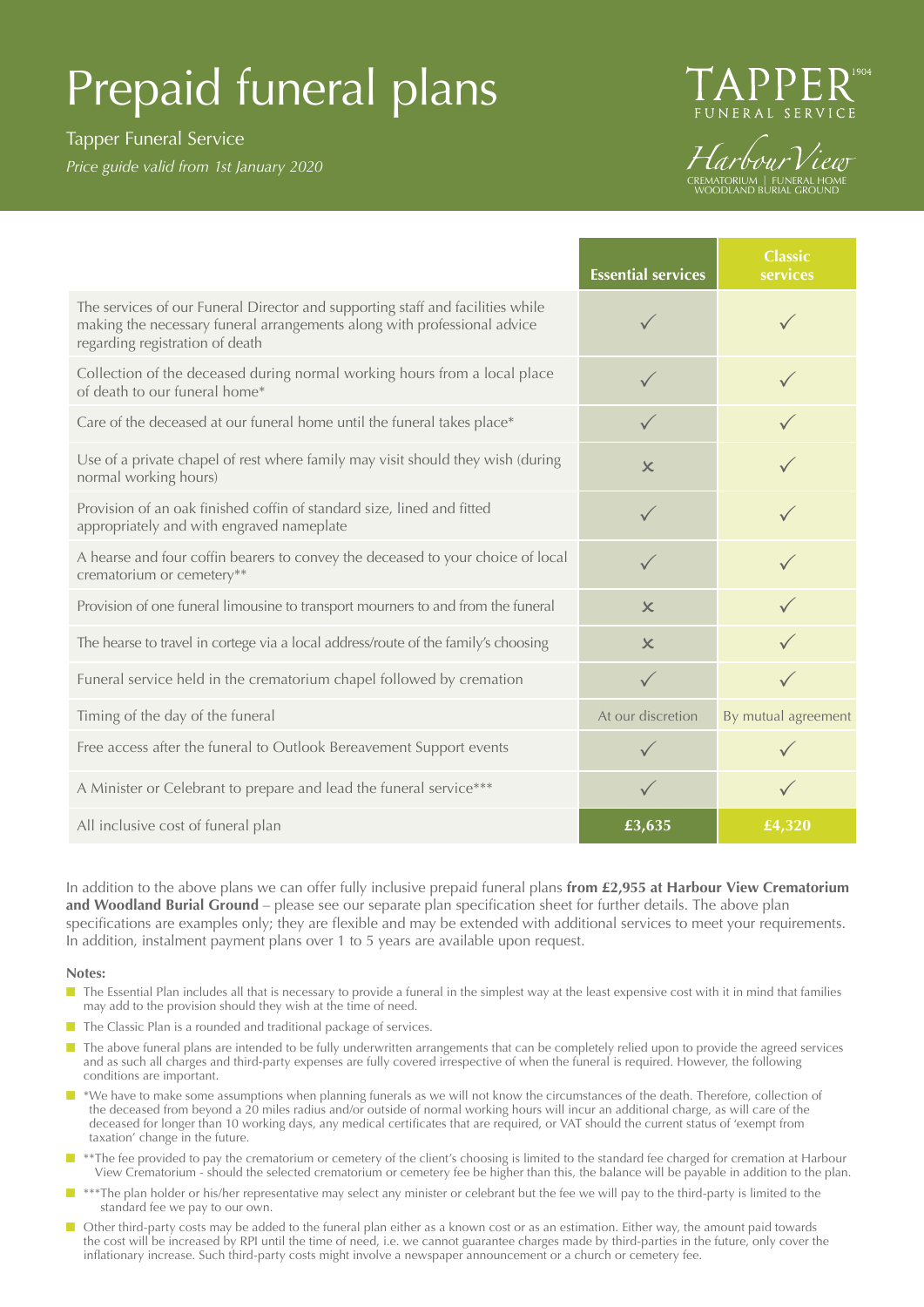# Prepaid funeral plans

Tapper Funeral Service

*Price guide valid from 1st January 2020*

TAPPER[1904] FUNERAL SERVICE

*Harbour View* CREMATORIUM | FUNERAL HOME WOODLAND BURIAL GROUND

| | Essential services | Classic services |
|---|---|---|
| The services of our Funeral Director and supporting staff and facilities while making the necessary funeral arrangements along with professional advice regarding registration of death | ✓ | ✓ |
| Collection of the deceased during normal working hours from a local place of death to our funeral home* | ✓ | ✓ |
| Care of the deceased at our funeral home until the funeral takes place* | ✓ | ✓ |
| Use of a private chapel of rest where family may visit should they wish (during normal working hours) | ✗ | ✓ |
| Provision of an oak finished coffin of standard size, lined and fitted appropriately and with engraved nameplate | ✓ | ✓ |
| A hearse and four coffin bearers to convey the deceased to your choice of local crematorium or cemetery** | ✓ | ✓ |
| Provision of one funeral limousine to transport mourners to and from the funeral | ✗ | ✓ |
| The hearse to travel in cortege via a local address/route of the family's choosing | ✗ | ✓ |
| Funeral service held in the crematorium chapel followed by cremation | ✓ | ✓ |
| Timing of the day of the funeral | At our discretion | By mutual agreement |
| Free access after the funeral to Outlook Bereavement Support events | ✓ | ✓ |
| A Minister or Celebrant to prepare and lead the funeral service*** | ✓ | ✓ |
| All inclusive cost of funeral plan | **£3,635** | **£4,320** |

In addition to the above plans we can offer fully inclusive prepaid funeral plans **from £2,955 at Harbour View Crematorium and Woodland Burial Ground** – please see our separate plan specification sheet for further details. The above plan specifications are examples only; they are flexible and may be extended with additional services to meet your requirements. In addition, instalment payment plans over 1 to 5 years are available upon request.

**Notes:**

- The Essential Plan includes all that is necessary to provide a funeral in the simplest way at the least expensive cost with it in mind that families may add to the provision should they wish at the time of need.
- The Classic Plan is a rounded and traditional package of services.
- The above funeral plans are intended to be fully underwritten arrangements that can be completely relied upon to provide the agreed services and as such all charges and third-party expenses are fully covered irrespective of when the funeral is required. However, the following conditions are important.
- *We have to make some assumptions when planning funerals as we will not know the circumstances of the death. Therefore, collection of the deceased from beyond a 20 miles radius and/or outside of normal working hours will incur an additional charge, as will care of the deceased for longer than 10 working days, any medical certificates that are required, or VAT should the current status of 'exempt from taxation' change in the future.
- **The fee provided to pay the crematorium or cemetery of the client's choosing is limited to the standard fee charged for cremation at Harbour View Crematorium - should the selected crematorium or cemetery fee be higher than this, the balance will be payable in addition to the plan.
- ***The plan holder or his/her representative may select any minister or celebrant but the fee we will pay to the third-party is limited to the standard fee we pay to our own.
- Other third-party costs may be added to the funeral plan either as a known cost or as an estimation. Either way, the amount paid towards the cost will be increased by RPI until the time of need, i.e. we cannot guarantee charges made by third-parties in the future, only cover the inflationary increase. Such third-party costs might involve a newspaper announcement or a church or cemetery fee.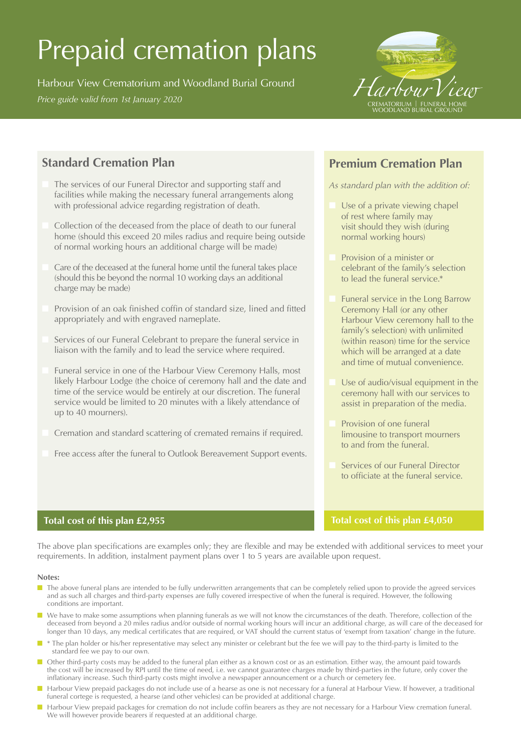# Prepaid cremation plans

Harbour View Crematorium and Woodland Burial Ground

*Price guide valid from 1st January 2020*

Harbour View
CREMATORIUM | FUNERAL HOME
WOODLAND BURIAL GROUND

## Standard Cremation Plan

- The services of our Funeral Director and supporting staff and facilities while making the necessary funeral arrangements along with professional advice regarding registration of death.
- Collection of the deceased from the place of death to our funeral home (should this exceed 20 miles radius and require being outside of normal working hours an additional charge will be made)
- Care of the deceased at the funeral home until the funeral takes place (should this be beyond the normal 10 working days an additional charge may be made)
- Provision of an oak finished coffin of standard size, lined and fitted appropriately and with engraved nameplate.
- Services of our Funeral Celebrant to prepare the funeral service in liaison with the family and to lead the service where required.
- Funeral service in one of the Harbour View Ceremony Halls, most likely Harbour Lodge (the choice of ceremony hall and the date and time of the service would be entirely at our discretion. The funeral service would be limited to 20 minutes with a likely attendance of up to 40 mourners).
- Cremation and standard scattering of cremated remains if required.
- Free access after the funeral to Outlook Bereavement Support events.

**Total cost of this plan £2,955**

## Premium Cremation Plan

*As standard plan with the addition of:*

- Use of a private viewing chapel of rest where family may visit should they wish (during normal working hours)
- Provision of a minister or celebrant of the family's selection to lead the funeral service.*
- Funeral service in the Long Barrow Ceremony Hall (or any other Harbour View ceremony hall to the family's selection) with unlimited (within reason) time for the service which will be arranged at a date and time of mutual convenience.
- Use of audio/visual equipment in the ceremony hall with our services to assist in preparation of the media.
- Provision of one funeral limousine to transport mourners to and from the funeral.
- Services of our Funeral Director to officiate at the funeral service.

**Total cost of this plan £4,050**

The above plan specifications are examples only; they are flexible and may be extended with additional services to meet your requirements. In addition, instalment payment plans over 1 to 5 years are available upon request.

**Notes:**

- The above funeral plans are intended to be fully underwritten arrangements that can be completely relied upon to provide the agreed services and as such all charges and third-party expenses are fully covered irrespective of when the funeral is required. However, the following conditions are important.
- We have to make some assumptions when planning funerals as we will not know the circumstances of the death. Therefore, collection of the deceased from beyond a 20 miles radius and/or outside of normal working hours will incur an additional charge, as will care of the deceased for longer than 10 days, any medical certificates that are required, or VAT should the current status of 'exempt from taxation' change in the future.
- * The plan holder or his/her representative may select any minister or celebrant but the fee we will pay to the third-party is limited to the standard fee we pay to our own.
- Other third-party costs may be added to the funeral plan either as a known cost or as an estimation. Either way, the amount paid towards the cost will be increased by RPI until the time of need, i.e. we cannot guarantee charges made by third-parties in the future, only cover the inflationary increase. Such third-party costs might involve a newspaper announcement or a church or cemetery fee.
- Harbour View prepaid packages do not include use of a hearse as one is not necessary for a funeral at Harbour View. If however, a traditional funeral cortege is requested, a hearse (and other vehicles) can be provided at additional charge.
- Harbour View prepaid packages for cremation do not include coffin bearers as they are not necessary for a Harbour View cremation funeral. We will however provide bearers if requested at an additional charge.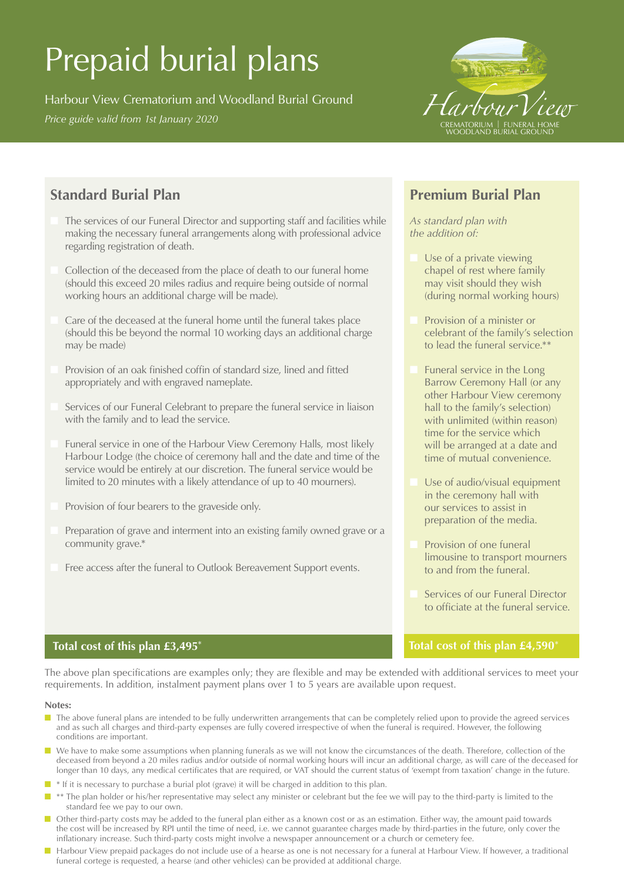# Prepaid burial plans

Harbour View Crematorium and Woodland Burial Ground

*Price guide valid from 1st January 2020*

Harbour View
CREMATORIUM | FUNERAL HOME
WOODLAND BURIAL GROUND

## Standard Burial Plan

- The services of our Funeral Director and supporting staff and facilities while making the necessary funeral arrangements along with professional advice regarding registration of death.
- Collection of the deceased from the place of death to our funeral home (should this exceed 20 miles radius and require being outside of normal working hours an additional charge will be made).
- Care of the deceased at the funeral home until the funeral takes place (should this be beyond the normal 10 working days an additional charge may be made)
- Provision of an oak finished coffin of standard size, lined and fitted appropriately and with engraved nameplate.
- Services of our Funeral Celebrant to prepare the funeral service in liaison with the family and to lead the service.
- Funeral service in one of the Harbour View Ceremony Halls, most likely Harbour Lodge (the choice of ceremony hall and the date and time of the service would be entirely at our discretion. The funeral service would be limited to 20 minutes with a likely attendance of up to 40 mourners).
- Provision of four bearers to the graveside only.
- Preparation of grave and interment into an existing family owned grave or a community grave.*
- Free access after the funeral to Outlook Bereavement Support events.

**Total cost of this plan £3,495***

## Premium Burial Plan

*As standard plan with the addition of:*

- Use of a private viewing chapel of rest where family may visit should they wish (during normal working hours)
- Provision of a minister or celebrant of the family's selection to lead the funeral service.**
- Funeral service in the Long Barrow Ceremony Hall (or any other Harbour View ceremony hall to the family's selection) with unlimited (within reason) time for the service which will be arranged at a date and time of mutual convenience.
- Use of audio/visual equipment in the ceremony hall with our services to assist in preparation of the media.
- Provision of one funeral limousine to transport mourners to and from the funeral.
- Services of our Funeral Director to officiate at the funeral service.

**Total cost of this plan £4,590***

The above plan specifications are examples only; they are flexible and may be extended with additional services to meet your requirements. In addition, instalment payment plans over 1 to 5 years are available upon request.

**Notes:**

- The above funeral plans are intended to be fully underwritten arrangements that can be completely relied upon to provide the agreed services and as such all charges and third-party expenses are fully covered irrespective of when the funeral is required. However, the following conditions are important.
- We have to make some assumptions when planning funerals as we will not know the circumstances of the death. Therefore, collection of the deceased from beyond a 20 miles radius and/or outside of normal working hours will incur an additional charge, as will care of the deceased for longer than 10 days, any medical certificates that are required, or VAT should the current status of 'exempt from taxation' change in the future.
- * If it is necessary to purchase a burial plot (grave) it will be charged in addition to this plan.
- ** The plan holder or his/her representative may select any minister or celebrant but the fee we will pay to the third-party is limited to the standard fee we pay to our own.
- Other third-party costs may be added to the funeral plan either as a known cost or as an estimation. Either way, the amount paid towards the cost will be increased by RPI until the time of need, i.e. we cannot guarantee charges made by third-parties in the future, only cover the inflationary increase. Such third-party costs might involve a newspaper announcement or a church or cemetery fee.
- Harbour View prepaid packages do not include use of a hearse as one is not necessary for a funeral at Harbour View. If however, a traditional funeral cortege is requested, a hearse (and other vehicles) can be provided at additional charge.